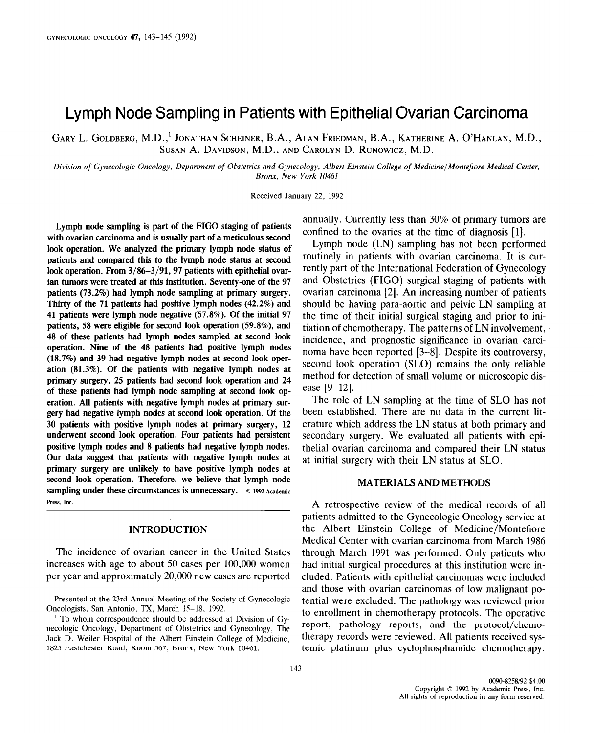# Lymph Node Sampling in Patients with Epithelial Ovarian Carcinoma

Gary L. Goldberg, M.D.,[1] Jonathan Scheiner, B.A., Alan Friedman, B.A., Katherine A. O'Hanlan, M.D., Susan A. Davidson, M.D., and Carolyn D. Runowicz, M.D.

*Division of Gynecologic Oncology, Department of Obstetrics and Gynecology, Albert Einstein College of Medicine/Montefiore Medical Center, Bronx, New York 10461*

Received January 22, 1992

**Lymph node sampling is part of the FIGO staging of patients with ovarian carcinoma and is usually part of a meticulous second look operation. We analyzed the primary lymph node status of patients and compared this to the lymph node status at second look operation. From 3/86–3/91, 97 patients with epithelial ovarian tumors were treated at this institution. Seventy-one of the 97 patients (73.2%) had lymph node sampling at primary surgery. Thirty of the 71 patients had positive lymph nodes (42.2%) and 41 patients were lymph node negative (57.8%). Of the initial 97 patients, 58 were eligible for second look operation (59.8%), and 48 of these patients had lymph nodes sampled at second look operation. Nine of the 48 patients had positive lymph nodes (18.7%) and 39 had negative lymph nodes at second look operation (81.3%). Of the patients with negative lymph nodes at primary surgery, 25 patients had second look operation and 24 of these patients had lymph node sampling at second look operation. All patients with negative lymph nodes at primary surgery had negative lymph nodes at second look operation. Of the 30 patients with positive lymph nodes at primary surgery, 12 underwent second look operation. Four patients had persistent positive lymph nodes and 8 patients had negative lymph nodes. Our data suggest that patients with negative lymph nodes at primary surgery are unlikely to have positive lymph nodes at second look operation. Therefore, we believe that lymph node sampling under these circumstances is unnecessary.** © 1992 Academic Press, Inc.

## INTRODUCTION

The incidence of ovarian cancer in the United States increases with age to about 50 cases per 100,000 women per year and approximately 20,000 new cases are reported annually. Currently less than 30% of primary tumors are confined to the ovaries at the time of diagnosis [1].

Lymph node (LN) sampling has not been performed routinely in patients with ovarian carcinoma. It is currently part of the International Federation of Gynecology and Obstetrics (FIGO) surgical staging of patients with ovarian carcinoma [2]. An increasing number of patients should be having para-aortic and pelvic LN sampling at the time of their initial surgical staging and prior to initiation of chemotherapy. The patterns of LN involvement, incidence, and prognostic significance in ovarian carcinoma have been reported [3–8]. Despite its controversy, second look operation (SLO) remains the only reliable method for detection of small volume or microscopic disease [9–12].

The role of LN sampling at the time of SLO has not been established. There are no data in the current literature which address the LN status at both primary and secondary surgery. We evaluated all patients with epithelial ovarian carcinoma and compared their LN status at initial surgery with their LN status at SLO.

## MATERIALS AND METHODS

A retrospective review of the medical records of all patients admitted to the Gynecologic Oncology service at the Albert Einstein College of Medicine/Montefiore Medical Center with ovarian carcinoma from March 1986 through March 1991 was performed. Only patients who had initial surgical procedures at this institution were included. Patients with epithelial carcinomas were included and those with ovarian carcinomas of low malignant potential were excluded. The pathology was reviewed prior to enrollment in chemotherapy protocols. The operative report, pathology reports, and the protocol/chemotherapy records were reviewed. All patients received systemic platinum plus cyclophosphamide chemotherapy.

Presented at the 23rd Annual Meeting of the Society of Gynecologic Oncologists, San Antonio, TX, March 15–18, 1992.

[1] To whom correspondence should be addressed at Division of Gynecologic Oncology, Department of Obstetrics and Gynecology, The Jack D. Weiler Hospital of the Albert Einstein College of Medicine, 1825 Eastchester Road, Room 567, Bronx, New York 10461.

0090-8258/92 $4.00
Copyright © 1992 by Academic Press, Inc.
All rights of reproduction in any form reserved.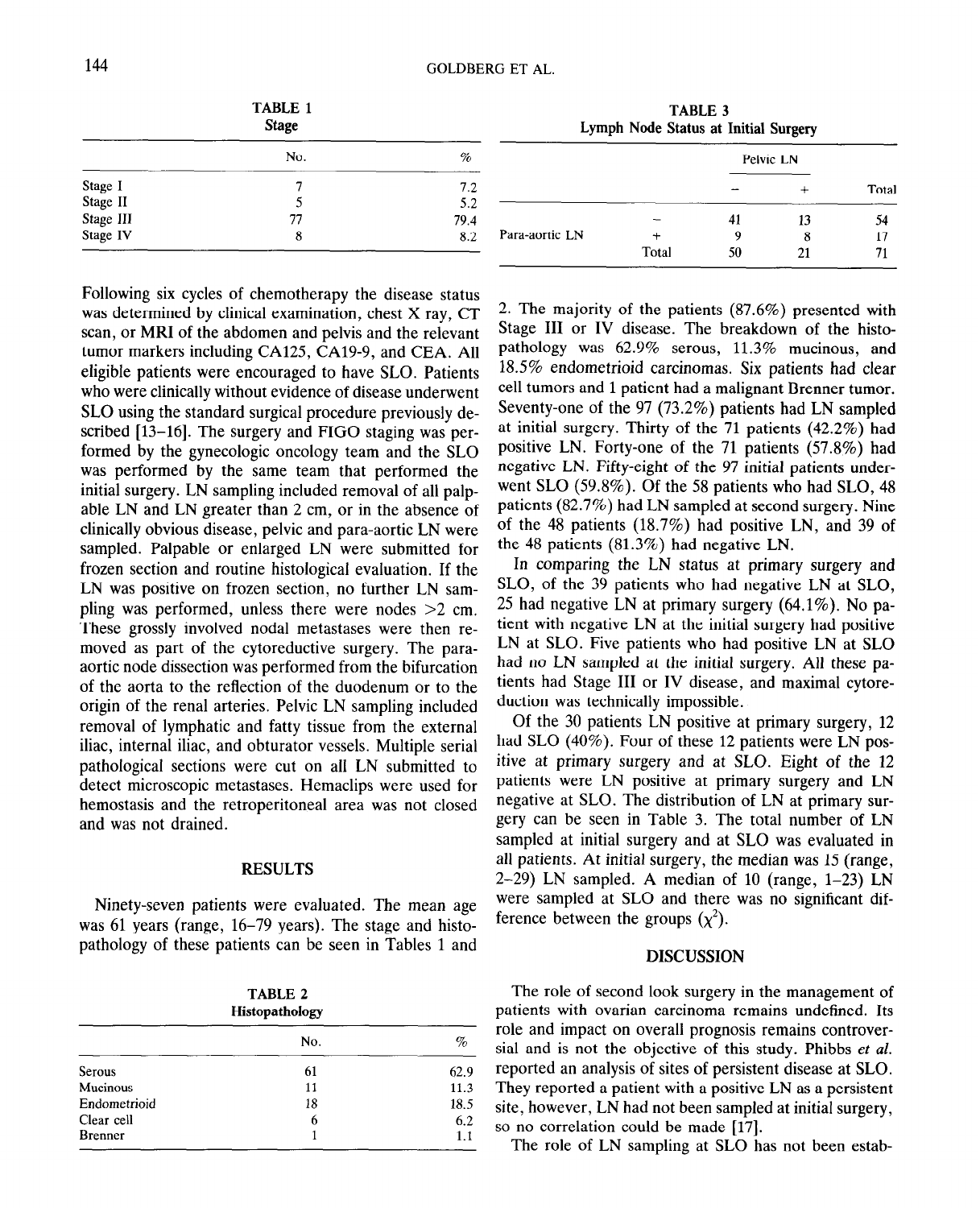**TABLE 1**
**Stage**

| | No. | % |
|---|---|---|
| Stage I | 7 | 7.2 |
| Stage II | 5 | 5.2 |
| Stage III | 77 | 79.4 |
| Stage IV | 8 | 8.2 |

Following six cycles of chemotherapy the disease status was determined by clinical examination, chest X ray, CT scan, or MRI of the abdomen and pelvis and the relevant tumor markers including CA125, CA19-9, and CEA. All eligible patients were encouraged to have SLO. Patients who were clinically without evidence of disease underwent SLO using the standard surgical procedure previously described [13–16]. The surgery and FIGO staging was performed by the gynecologic oncology team and the SLO was performed by the same team that performed the initial surgery. LN sampling included removal of all palpable LN and LN greater than 2 cm, or in the absence of clinically obvious disease, pelvic and para-aortic LN were sampled. Palpable or enlarged LN were submitted for frozen section and routine histological evaluation. If the LN was positive on frozen section, no further LN sampling was performed, unless there were nodes >2 cm. These grossly involved nodal metastases were then removed as part of the cytoreductive surgery. The para-aortic node dissection was performed from the bifurcation of the aorta to the reflection of the duodenum or to the origin of the renal arteries. Pelvic LN sampling included removal of lymphatic and fatty tissue from the external iliac, internal iliac, and obturator vessels. Multiple serial pathological sections were cut on all LN submitted to detect microscopic metastases. Hemaclips were used for hemostasis and the retroperitoneal area was not closed and was not drained.

## RESULTS

Ninety-seven patients were evaluated. The mean age was 61 years (range, 16–79 years). The stage and histopathology of these patients can be seen in Tables 1 and 2. The majority of the patients (87.6%) presented with Stage III or IV disease. The breakdown of the histopathology was 62.9% serous, 11.3% mucinous, and 18.5% endometrioid carcinomas. Six patients had clear cell tumors and 1 patient had a malignant Brenner tumor. Seventy-one of the 97 (73.2%) patients had LN sampled at initial surgery. Thirty of the 71 patients (42.2%) had positive LN. Forty-one of the 71 patients (57.8%) had negative LN. Fifty-eight of the 97 initial patients underwent SLO (59.8%). Of the 58 patients who had SLO, 48 patients (82.7%) had LN sampled at second surgery. Nine of the 48 patients (18.7%) had positive LN, and 39 of the 48 patients (81.3%) had negative LN.

**TABLE 2**
**Histopathology**

| | No. | % |
|---|---|---|
| Serous | 61 | 62.9 |
| Mucinous | 11 | 11.3 |
| Endometrioid | 18 | 18.5 |
| Clear cell | 6 | 6.2 |
| Brenner | 1 | 1.1 |

**TABLE 3**
**Lymph Node Status at Initial Surgery**

| | | Pelvic LN | | |
|---|---|---|---|---|
| | | − | + | Total |
| Para-aortic LN | − | 41 | 13 | 54 |
| | + | 9 | 8 | 17 |
| | Total | 50 | 21 | 71 |

In comparing the LN status at primary surgery and SLO, of the 39 patients who had negative LN at SLO, 25 had negative LN at primary surgery (64.1%). No patient with negative LN at the initial surgery had positive LN at SLO. Five patients who had positive LN at SLO had no LN sampled at the initial surgery. All these patients had Stage III or IV disease, and maximal cytoreduction was technically impossible.

Of the 30 patients LN positive at primary surgery, 12 had SLO (40%). Four of these 12 patients were LN positive at primary surgery and at SLO. Eight of the 12 patients were LN positive at primary surgery and LN negative at SLO. The distribution of LN at primary surgery can be seen in Table 3. The total number of LN sampled at initial surgery and at SLO was evaluated in all patients. At initial surgery, the median was 15 (range, 2–29) LN sampled. A median of 10 (range, 1–23) LN were sampled at SLO and there was no significant difference between the groups ($\chi^2$).

## DISCUSSION

The role of second look surgery in the management of patients with ovarian carcinoma remains undefined. Its role and impact on overall prognosis remains controversial and is not the objective of this study. Phibbs *et al.* reported an analysis of sites of persistent disease at SLO. They reported a patient with a positive LN as a persistent site, however, LN had not been sampled at initial surgery, so no correlation could be made [17].

The role of LN sampling at SLO has not been estab-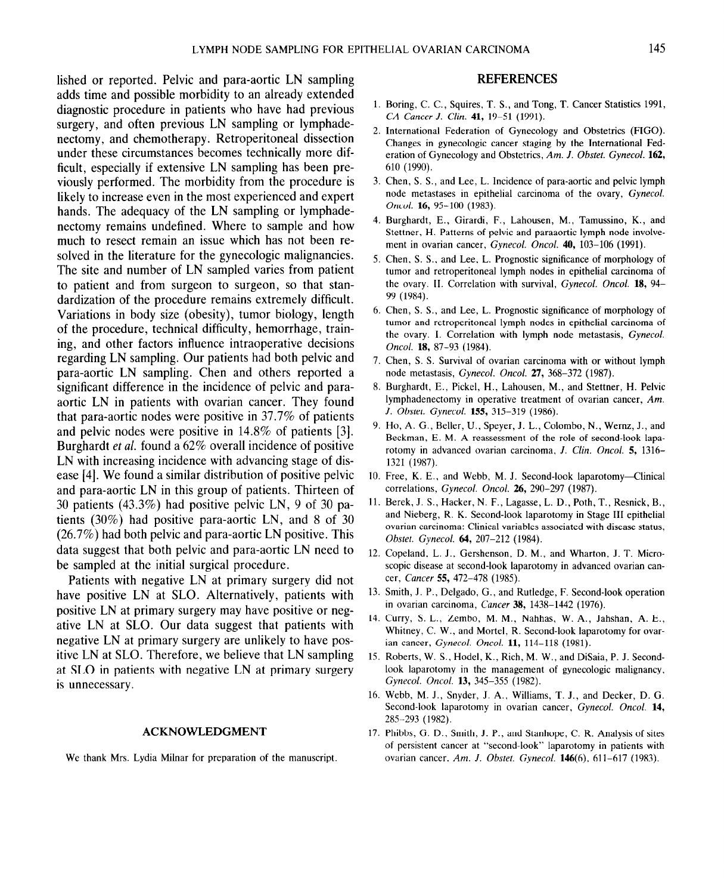lished or reported. Pelvic and para-aortic LN sampling adds time and possible morbidity to an already extended diagnostic procedure in patients who have had previous surgery, and often previous LN sampling or lymphadenectomy, and chemotherapy. Retroperitoneal dissection under these circumstances becomes technically more difficult, especially if extensive LN sampling has been previously performed. The morbidity from the procedure is likely to increase even in the most experienced and expert hands. The adequacy of the LN sampling or lymphadenectomy remains undefined. Where to sample and how much to resect remain an issue which has not been resolved in the literature for the gynecologic malignancies. The site and number of LN sampled varies from patient to patient and from surgeon to surgeon, so that standardization of the procedure remains extremely difficult. Variations in body size (obesity), tumor biology, length of the procedure, technical difficulty, hemorrhage, training, and other factors influence intraoperative decisions regarding LN sampling. Our patients had both pelvic and para-aortic LN sampling. Chen and others reported a significant difference in the incidence of pelvic and para-aortic LN in patients with ovarian cancer. They found that para-aortic nodes were positive in 37.7% of patients and pelvic nodes were positive in 14.8% of patients [3]. Burghardt *et al.* found a 62% overall incidence of positive LN with increasing incidence with advancing stage of disease [4]. We found a similar distribution of positive pelvic and para-aortic LN in this group of patients. Thirteen of 30 patients (43.3%) had positive pelvic LN, 9 of 30 patients (30%) had positive para-aortic LN, and 8 of 30 (26.7%) had both pelvic and para-aortic LN positive. This data suggest that both pelvic and para-aortic LN need to be sampled at the initial surgical procedure.

Patients with negative LN at primary surgery did not have positive LN at SLO. Alternatively, patients with positive LN at primary surgery may have positive or negative LN at SLO. Our data suggest that patients with negative LN at primary surgery are unlikely to have positive LN at SLO. Therefore, we believe that LN sampling at SLO in patients with negative LN at primary surgery is unnecessary.

## ACKNOWLEDGMENT

We thank Mrs. Lydia Milnar for preparation of the manuscript.

## REFERENCES

1. Boring, C. C., Squires, T. S., and Tong, T. Cancer Statistics 1991, *CA Cancer J. Clin.* **41,** 19–51 (1991).
2. International Federation of Gynecology and Obstetrics (FIGO). Changes in gynecologic cancer staging by the International Federation of Gynecology and Obstetrics, *Am. J. Obstet. Gynecol.* **162,** 610 (1990).
3. Chen, S. S., and Lee, L. Incidence of para-aortic and pelvic lymph node metastases in epithelial carcinoma of the ovary, *Gynecol. Oncol.* **16,** 95–100 (1983).
4. Burghardt, E., Girardi, F., Lahousen, M., Tamussino, K., and Stettner, H. Patterns of pelvic and paraaortic lymph node involvement in ovarian cancer, *Gynecol. Oncol.* **40,** 103–106 (1991).
5. Chen, S. S., and Lee, L. Prognostic significance of morphology of tumor and retroperitoneal lymph nodes in epithelial carcinoma of the ovary. II. Correlation with survival, *Gynecol. Oncol.* **18,** 94–99 (1984).
6. Chen, S. S., and Lee, L. Prognostic significance of morphology of tumor and retroperitoneal lymph nodes in epithelial carcinoma of the ovary. I. Correlation with lymph node metastasis, *Gynecol. Oncol.* **18,** 87–93 (1984).
7. Chen, S. S. Survival of ovarian carcinoma with or without lymph node metastasis, *Gynecol. Oncol.* **27,** 368–372 (1987).
8. Burghardt, E., Pickel, H., Lahousen, M., and Stettner, H. Pelvic lymphadenectomy in operative treatment of ovarian cancer, *Am. J. Obstet. Gynecol.* **155,** 315–319 (1986).
9. Ho, A. G., Beller, U., Speyer, J. L., Colombo, N., Wernz, J., and Beckman, E. M. A reassessment of the role of second-look laparotomy in advanced ovarian carcinoma, *J. Clin. Oncol.* **5,** 1316–1321 (1987).
10. Free, K. E., and Webb, M. J. Second-look laparotomy—Clinical correlations, *Gynecol. Oncol.* **26,** 290–297 (1987).
11. Berek, J. S., Hacker, N. F., Lagasse, L. D., Poth, T., Resnick, B., and Nieberg, R. K. Second-look laparotomy in Stage III epithelial ovarian carcinoma: Clinical variables associated with disease status, *Obstet. Gynecol.* **64,** 207–212 (1984).
12. Copeland, L. J., Gershenson, D. M., and Wharton, J. T. Microscopic disease at second-look laparotomy in advanced ovarian cancer, *Cancer* **55,** 472–478 (1985).
13. Smith, J. P., Delgado, G., and Rutledge, F. Second-look operation in ovarian carcinoma, *Cancer* **38,** 1438–1442 (1976).
14. Curry, S. L., Zembo, M. M., Nahhas, W. A., Jahshan, A. E., Whitney, C. W., and Mortel, R. Second-look laparotomy for ovarian cancer, *Gynecol. Oncol.* **11,** 114–118 (1981).
15. Roberts, W. S., Hodel, K., Rich, M. W., and DiSaia, P. J. Second-look laparotomy in the management of gynecologic malignancy, *Gynecol. Oncol.* **13,** 345–355 (1982).
16. Webb, M. J., Snyder, J. A., Williams, T. J., and Decker, D. G. Second-look laparotomy in ovarian cancer, *Gynecol. Oncol.* **14,** 285–293 (1982).
17. Phibbs, G. D., Smith, J. P., and Stanhope, C. R. Analysis of sites of persistent cancer at "second-look" laparotomy in patients with ovarian cancer, *Am. J. Obstet. Gynecol.* **146**(6), 611–617 (1983).